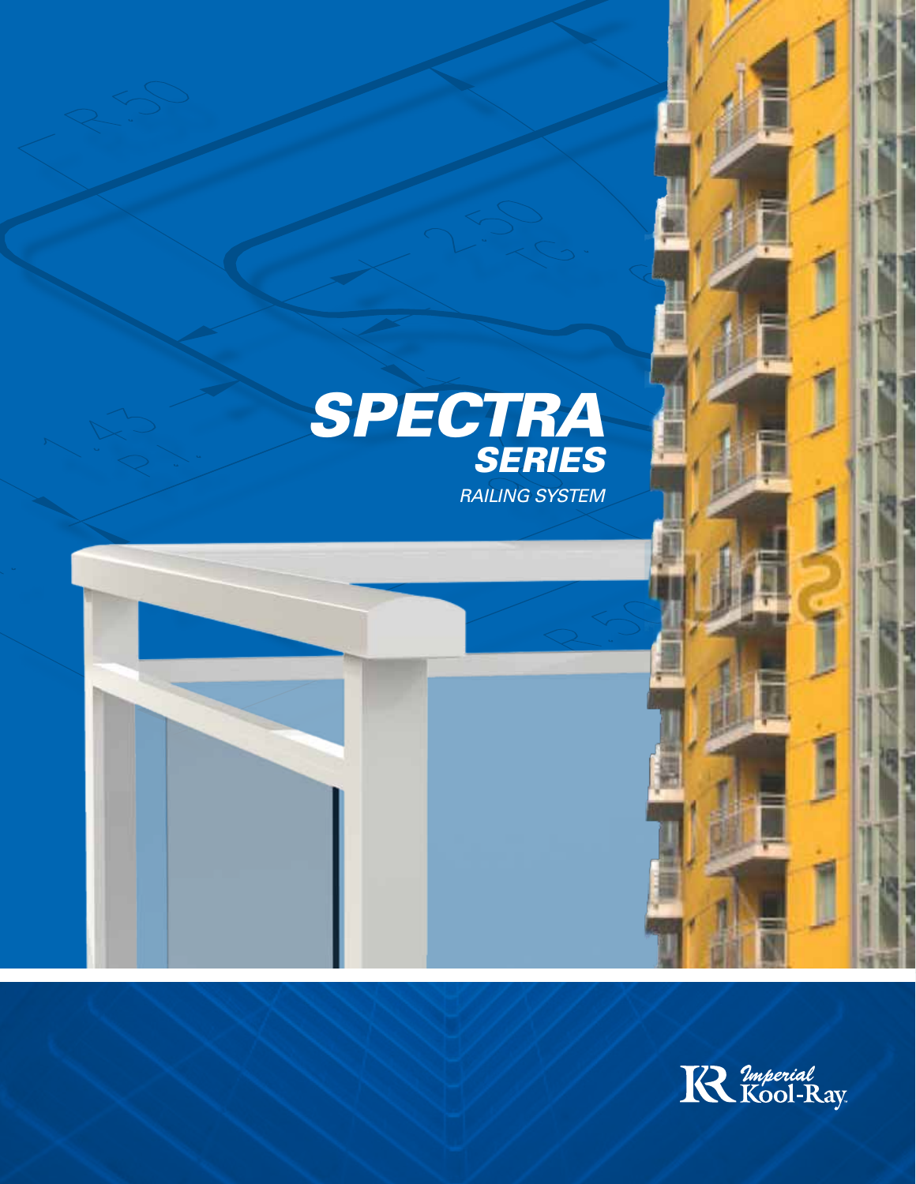# SPECTRA SERIES

*RAILING SYSTEM*

Imperial Kool-Ray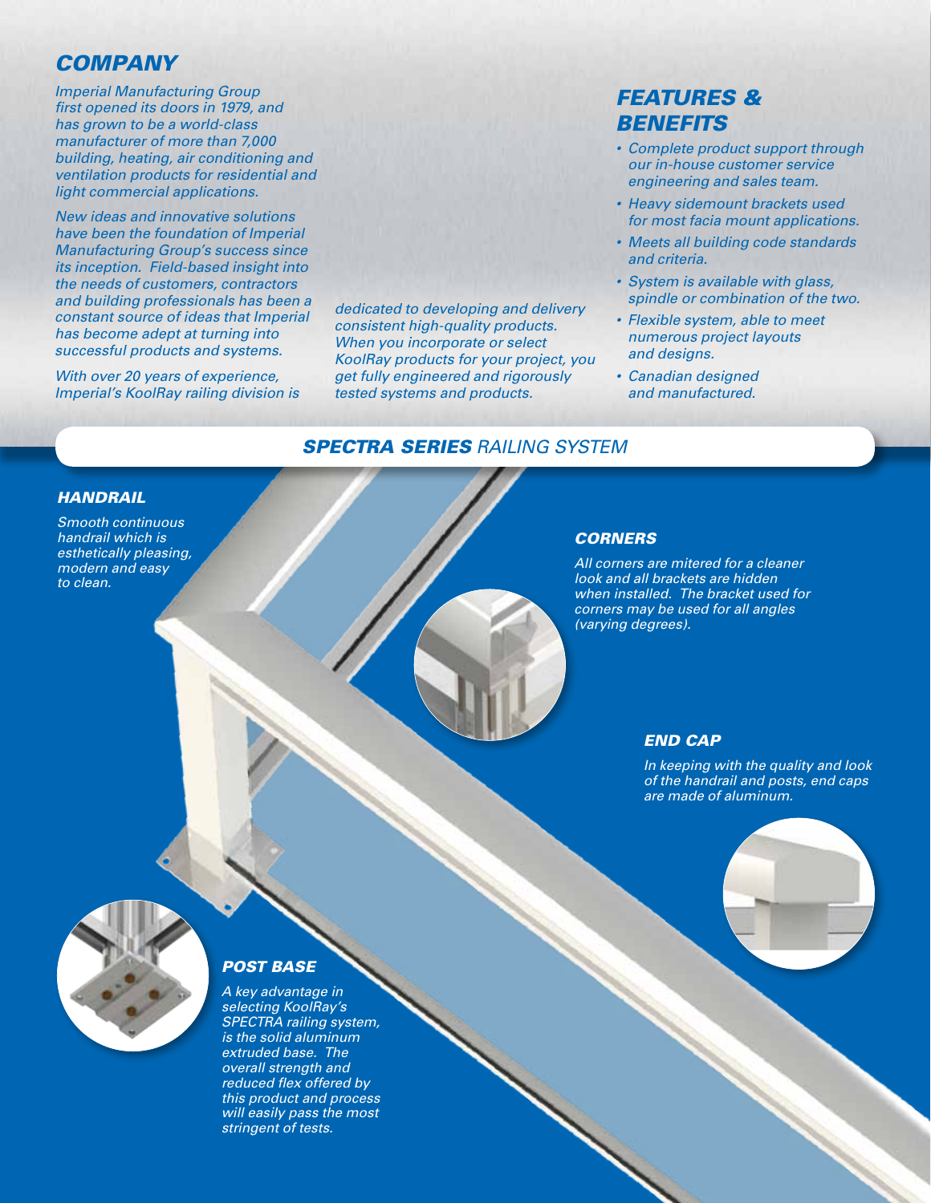## *COMPANY*

*Imperial Manufacturing Group first opened its doors in 1979, and has grown to be a world-class manufacturer of more than 7,000 building, heating, air conditioning and ventilation products for residential and light commercial applications.*

*New ideas and innovative solutions have been the foundation of Imperial Manufacturing Group's success since its inception. Field-based insight into the needs of customers, contractors and building professionals has been a constant source of ideas that Imperial has become adept at turning into successful products and systems.*

*With over 20 years of experience, Imperial's KoolRay railing division is dedicated to developing and delivery consistent high-quality products. When you incorporate or select KoolRay products for your project, you get fully engineered and rigorously tested systems and products.*

## *FEATURES & BENEFITS*

- *Complete product support through our in-house customer service engineering and sales team.*
- *Heavy sidemount brackets used for most facia mount applications.*
- *Meets all building code standards and criteria.*
- *System is available with glass, spindle or combination of the two.*
- *Flexible system, able to meet numerous project layouts and designs.*
- *Canadian designed and manufactured.*

## *SPECTRA SERIES RAILING SYSTEM*

### *HANDRAIL*

*Smooth continuous handrail which is esthetically pleasing, modern and easy to clean.*

### *CORNERS*

*All corners are mitered for a cleaner look and all brackets are hidden when installed. The bracket used for corners may be used for all angles (varying degrees).*

### *END CAP*

*In keeping with the quality and look of the handrail and posts, end caps are made of aluminum.*

### *POST BASE*

*A key advantage in selecting KoolRay's SPECTRA railing system, is the solid aluminum extruded base. The overall strength and reduced flex offered by this product and process will easily pass the most stringent of tests.*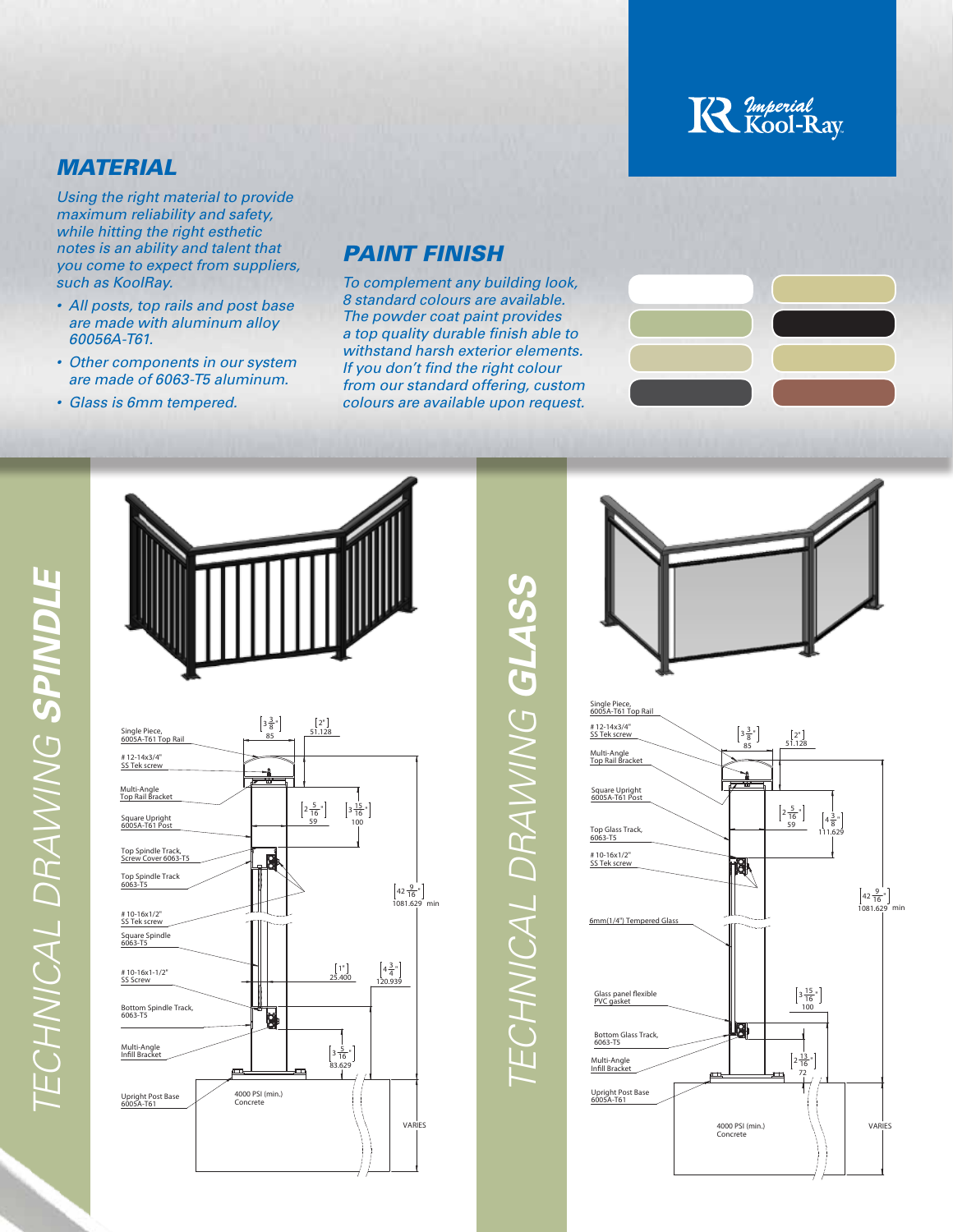Imperial Kool-Ray

## MATERIAL

*Using the right material to provide maximum reliability and safety, while hitting the right esthetic notes is an ability and talent that you come to expect from suppliers, such as KoolRay.*

- *All posts, top rails and post base are made with aluminum alloy 60056A-T61.*
- *Other components in our system are made of 6063-T5 aluminum.*
- *Glass is 6mm tempered.*

## PAINT FINISH

*To complement any building look, 8 standard colours are available. The powder coat paint provides a top quality durable finish able to withstand harsh exterior elements. If you don't find the right colour from our standard offering, custom colours are available upon request.*

## TECHNICAL DRAWING SPINDLE

Single Piece, 6005A-T61 Top Rail
# 12-14x3/4" SS Tek screw
Multi-Angle Top Rail Bracket
Square Upright 6005A-T61 Post
Top Spindle Track, Screw Cover 6063-T5
Top Spindle Track 6063-T5
# 10-16x1/2" SS Tek screw
Square Spindle 6063-T5
# 10-16x1-1/2" SS Screw
Bottom Spindle Track, 6063-T5
Multi-Angle Infill Bracket
Upright Post Base 6005A-T61
4000 PSI (min.) Concrete

[3 3/8"] 85
[2"] 51.128
[2 5/16"] 59
[3 15/16"] 100
[42 9/16"] 1081.629 min
[1"] 25.400
[4 3/4"] 120.939
[3 5/16"] 83.629
VARIES

## TECHNICAL DRAWING GLASS

Single Piece, 6005A-T61 Top Rail
# 12-14x3/4" SS Tek screw
Multi-Angle Top Rail Bracket
Square Upright 6005A-T61 Post
Top Glass Track, 6063-T5
# 10-16x1/2" SS Tek screw
6mm(1/4") Tempered Glass
Glass panel flexible PVC gasket
Bottom Glass Track, 6063-T5
Multi-Angle Infill Bracket
Upright Post Base 6005A-T61
4000 PSI (min.) Concrete

[3 3/8"] 85
[2"] 51.128
[2 5/16"] 59
[4 3/8"] 111.629
[42 9/16"] 1081.629 min
[3 15/16"] 100
[2 13/16"] 72
VARIES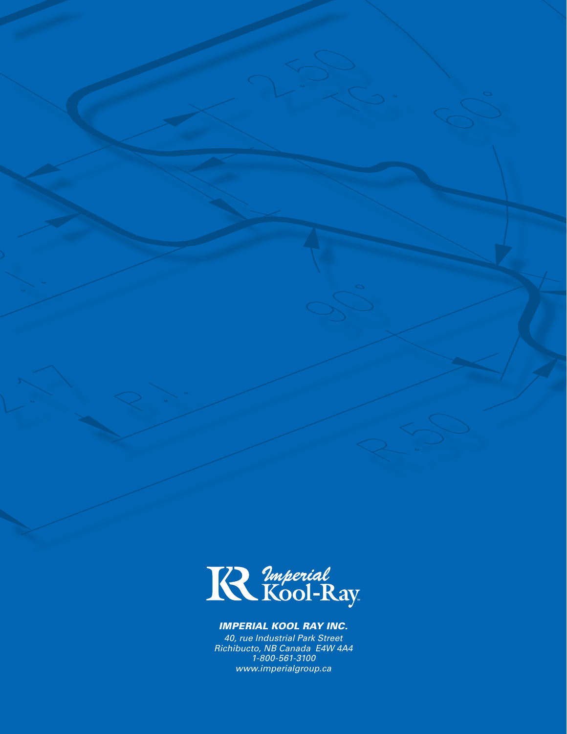Imperial Kool-Ray

***IMPERIAL KOOL RAY INC.***

*40, rue Industrial Park Street*
*Richibucto, NB Canada E4W 4A4*
*1-800-561-3100*
*www.imperialgroup.ca*